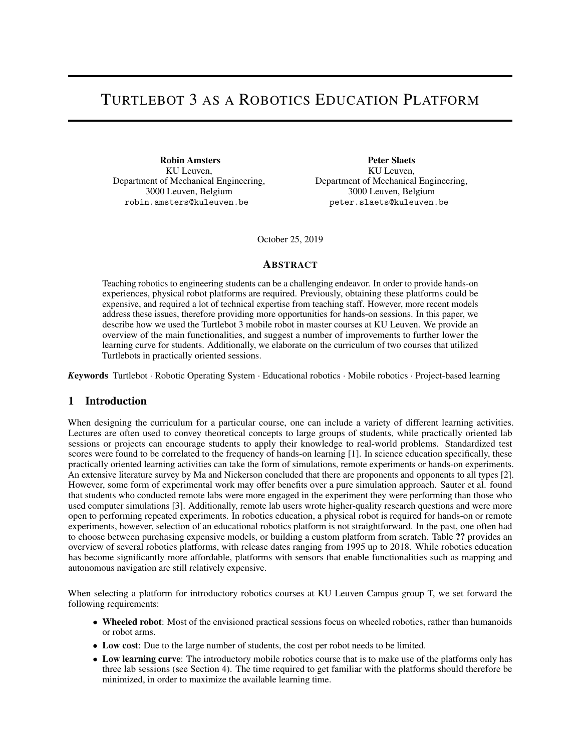# Turtlebot 3 as a Robotics Education Platform

**Robin Amsters**
KU Leuven,
Department of Mechanical Engineering,
3000 Leuven, Belgium
robin.amsters@kuleuven.be

**Peter Slaets**
KU Leuven,
Department of Mechanical Engineering,
3000 Leuven, Belgium
peter.slaets@kuleuven.be

October 25, 2019

## Abstract

Teaching robotics to engineering students can be a challenging endeavor. In order to provide hands-on experiences, physical robot platforms are required. Previously, obtaining these platforms could be expensive, and required a lot of technical expertise from teaching staff. However, more recent models address these issues, therefore providing more opportunities for hands-on sessions. In this paper, we describe how we used the Turtlebot 3 mobile robot in master courses at KU Leuven. We provide an overview of the main functionalities, and suggest a number of improvements to further lower the learning curve for students. Additionally, we elaborate on the curriculum of two courses that utilized Turtlebots in practically oriented sessions.

***Keywords*** Turtlebot · Robotic Operating System · Educational robotics · Mobile robotics · Project-based learning

## 1 Introduction

When designing the curriculum for a particular course, one can include a variety of different learning activities. Lectures are often used to convey theoretical concepts to large groups of students, while practically oriented lab sessions or projects can encourage students to apply their knowledge to real-world problems. Standardized test scores were found to be correlated to the frequency of hands-on learning [1]. In science education specifically, these practically oriented learning activities can take the form of simulations, remote experiments or hands-on experiments. An extensive literature survey by Ma and Nickerson concluded that there are proponents and opponents to all types [2]. However, some form of experimental work may offer benefits over a pure simulation approach. Sauter et al. found that students who conducted remote labs were more engaged in the experiment they were performing than those who used computer simulations [3]. Additionally, remote lab users wrote higher-quality research questions and were more open to performing repeated experiments. In robotics education, a physical robot is required for hands-on or remote experiments, however, selection of an educational robotics platform is not straightforward. In the past, one often had to choose between purchasing expensive models, or building a custom platform from scratch. Table **??** provides an overview of several robotics platforms, with release dates ranging from 1995 up to 2018. While robotics education has become significantly more affordable, platforms with sensors that enable functionalities such as mapping and autonomous navigation are still relatively expensive.

When selecting a platform for introductory robotics courses at KU Leuven Campus group T, we set forward the following requirements:

- **Wheeled robot**: Most of the envisioned practical sessions focus on wheeled robotics, rather than humanoids or robot arms.
- **Low cost**: Due to the large number of students, the cost per robot needs to be limited.
- **Low learning curve**: The introductory mobile robotics course that is to make use of the platforms only has three lab sessions (see Section 4). The time required to get familiar with the platforms should therefore be minimized, in order to maximize the available learning time.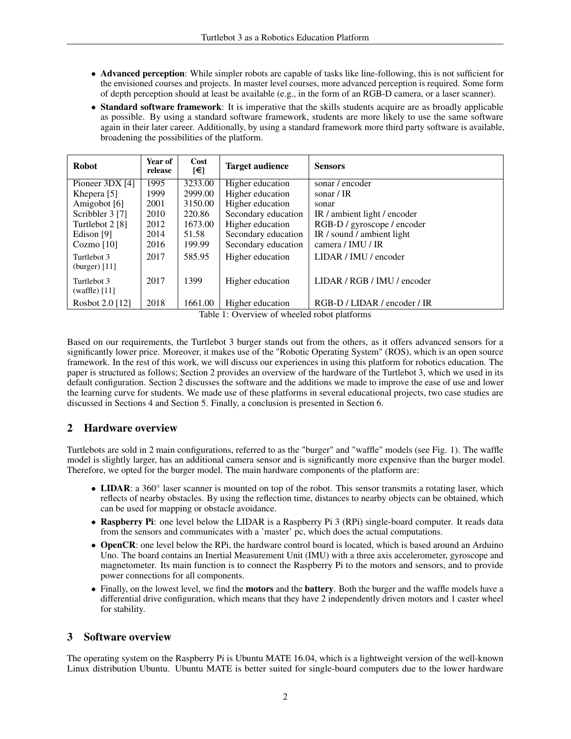- **Advanced perception**: While simpler robots are capable of tasks like line-following, this is not sufficient for the envisioned courses and projects. In master level courses, more advanced perception is required. Some form of depth perception should at least be available (e.g., in the form of an RGB-D camera, or a laser scanner).
- **Standard software framework**: It is imperative that the skills students acquire are as broadly applicable as possible. By using a standard software framework, students are more likely to use the same software again in their later career. Additionally, by using a standard framework more third party software is available, broadening the possibilities of the platform.

| Robot | Year of release | Cost [€] | Target audience | Sensors |
|---|---|---|---|---|
| Pioneer 3DX [4] | 1995 | 3233.00 | Higher education | sonar / encoder |
| Khepera [5] | 1999 | 2999.00 | Higher education | sonar / IR |
| Amigobot [6] | 2001 | 3150.00 | Higher education | sonar |
| Scribbler 3 [7] | 2010 | 220.86 | Secondary education | IR / ambient light / encoder |
| Turtlebot 2 [8] | 2012 | 1673.00 | Higher education | RGB-D / gyroscope / encoder |
| Edison [9] | 2014 | 51.58 | Secondary education | IR / sound / ambient light |
| Cozmo [10] | 2016 | 199.99 | Secondary education | camera / IMU / IR |
| Turtlebot 3 (burger) [11] | 2017 | 585.95 | Higher education | LIDAR / IMU / encoder |
| Turtlebot 3 (waffle) [11] | 2017 | 1399 | Higher education | LIDAR / RGB / IMU / encoder |
| Rosbot 2.0 [12] | 2018 | 1661.00 | Higher education | RGB-D / LIDAR / encoder / IR |

Table 1: Overview of wheeled robot platforms

Based on our requirements, the Turtlebot 3 burger stands out from the others, as it offers advanced sensors for a significantly lower price. Moreover, it makes use of the "Robotic Operating System" (ROS), which is an open source framework. In the rest of this work, we will discuss our experiences in using this platform for robotics education. The paper is structured as follows; Section 2 provides an overview of the hardware of the Turtlebot 3, which we used in its default configuration. Section 2 discusses the software and the additions we made to improve the ease of use and lower the learning curve for students. We made use of these platforms in several educational projects, two case studies are discussed in Sections 4 and Section 5. Finally, a conclusion is presented in Section 6.

## 2 Hardware overview

Turtlebots are sold in 2 main configurations, referred to as the "burger" and "waffle" models (see Fig. 1). The waffle model is slightly larger, has an additional camera sensor and is significantly more expensive than the burger model. Therefore, we opted for the burger model. The main hardware components of the platform are:

- **LIDAR**: a 360° laser scanner is mounted on top of the robot. This sensor transmits a rotating laser, which reflects of nearby obstacles. By using the reflection time, distances to nearby objects can be obtained, which can be used for mapping or obstacle avoidance.
- **Raspberry Pi**: one level below the LIDAR is a Raspberry Pi 3 (RPi) single-board computer. It reads data from the sensors and communicates with a 'master' pc, which does the actual computations.
- **OpenCR**: one level below the RPi, the hardware control board is located, which is based around an Arduino Uno. The board contains an Inertial Measurement Unit (IMU) with a three axis accelerometer, gyroscope and magnetometer. Its main function is to connect the Raspberry Pi to the motors and sensors, and to provide power connections for all components.
- Finally, on the lowest level, we find the **motors** and the **battery**. Both the burger and the waffle models have a differential drive configuration, which means that they have 2 independently driven motors and 1 caster wheel for stability.

## 3 Software overview

The operating system on the Raspberry Pi is Ubuntu MATE 16.04, which is a lightweight version of the well-known Linux distribution Ubuntu. Ubuntu MATE is better suited for single-board computers due to the lower hardware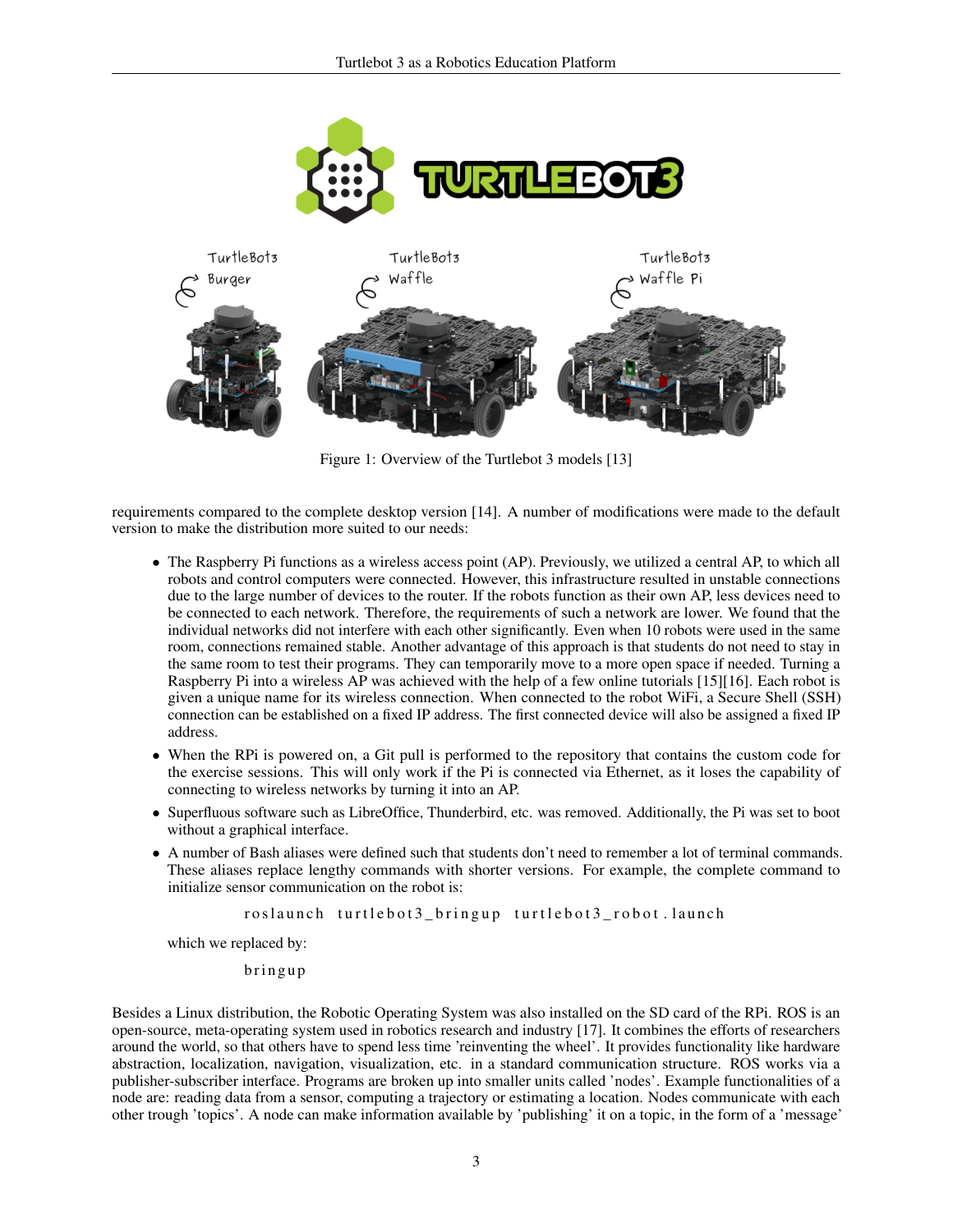Figure 1: Overview of the Turtlebot 3 models [13]

requirements compared to the complete desktop version [14]. A number of modifications were made to the default version to make the distribution more suited to our needs:

- The Raspberry Pi functions as a wireless access point (AP). Previously, we utilized a central AP, to which all robots and control computers were connected. However, this infrastructure resulted in unstable connections due to the large number of devices to the router. If the robots function as their own AP, less devices need to be connected to each network. Therefore, the requirements of such a network are lower. We found that the individual networks did not interfere with each other significantly. Even when 10 robots were used in the same room, connections remained stable. Another advantage of this approach is that students do not need to stay in the same room to test their programs. They can temporarily move to a more open space if needed. Turning a Raspberry Pi into a wireless AP was achieved with the help of a few online tutorials [15][16]. Each robot is given a unique name for its wireless connection. When connected to the robot WiFi, a Secure Shell (SSH) connection can be established on a fixed IP address. The first connected device will also be assigned a fixed IP address.
- When the RPi is powered on, a Git pull is performed to the repository that contains the custom code for the exercise sessions. This will only work if the Pi is connected via Ethernet, as it loses the capability of connecting to wireless networks by turning it into an AP.
- Superfluous software such as LibreOffice, Thunderbird, etc. was removed. Additionally, the Pi was set to boot without a graphical interface.
- A number of Bash aliases were defined such that students don't need to remember a lot of terminal commands. These aliases replace lengthy commands with shorter versions. For example, the complete command to initialize sensor communication on the robot is:

  ```
  roslaunch turtlebot3_bringup turtlebot3_robot.launch
  ```

  which we replaced by:

  ```
  bringup
  ```

Besides a Linux distribution, the Robotic Operating System was also installed on the SD card of the RPi. ROS is an open-source, meta-operating system used in robotics research and industry [17]. It combines the efforts of researchers around the world, so that others have to spend less time 'reinventing the wheel'. It provides functionality like hardware abstraction, localization, navigation, visualization, etc. in a standard communication structure. ROS works via a publisher-subscriber interface. Programs are broken up into smaller units called 'nodes'. Example functionalities of a node are: reading data from a sensor, computing a trajectory or estimating a location. Nodes communicate with each other trough 'topics'. A node can make information available by 'publishing' it on a topic, in the form of a 'message'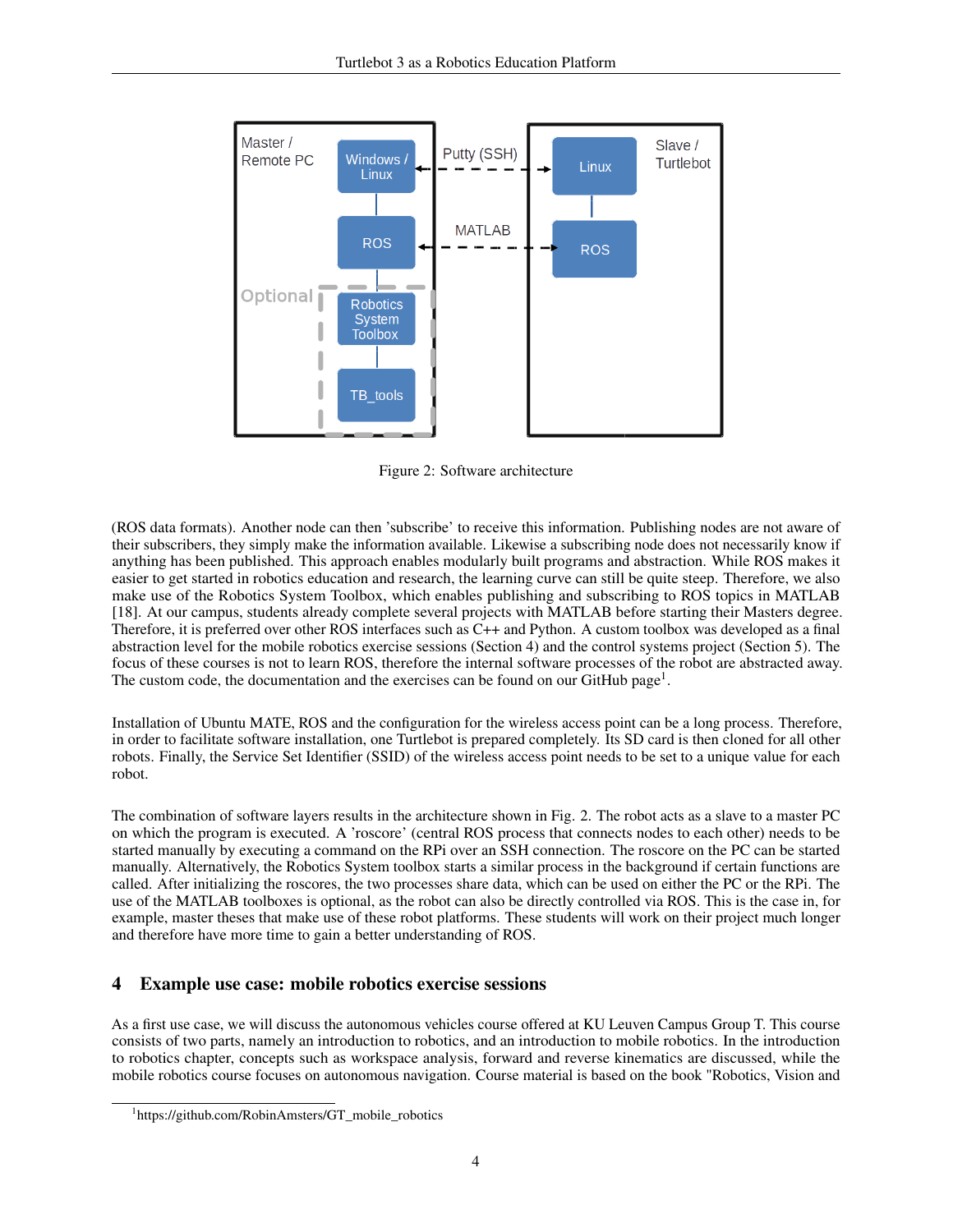Figure 2: Software architecture

(ROS data formats). Another node can then 'subscribe' to receive this information. Publishing nodes are not aware of their subscribers, they simply make the information available. Likewise a subscribing node does not necessarily know if anything has been published. This approach enables modularly built programs and abstraction. While ROS makes it easier to get started in robotics education and research, the learning curve can still be quite steep. Therefore, we also make use of the Robotics System Toolbox, which enables publishing and subscribing to ROS topics in MATLAB [18]. At our campus, students already complete several projects with MATLAB before starting their Masters degree. Therefore, it is preferred over other ROS interfaces such as C++ and Python. A custom toolbox was developed as a final abstraction level for the mobile robotics exercise sessions (Section 4) and the control systems project (Section 5). The focus of these courses is not to learn ROS, therefore the internal software processes of the robot are abstracted away. The custom code, the documentation and the exercises can be found on our GitHub page[1].

Installation of Ubuntu MATE, ROS and the configuration for the wireless access point can be a long process. Therefore, in order to facilitate software installation, one Turtlebot is prepared completely. Its SD card is then cloned for all other robots. Finally, the Service Set Identifier (SSID) of the wireless access point needs to be set to a unique value for each robot.

The combination of software layers results in the architecture shown in Fig. 2. The robot acts as a slave to a master PC on which the program is executed. A 'roscore' (central ROS process that connects nodes to each other) needs to be started manually by executing a command on the RPi over an SSH connection. The roscore on the PC can be started manually. Alternatively, the Robotics System toolbox starts a similar process in the background if certain functions are called. After initializing the roscores, the two processes share data, which can be used on either the PC or the RPi. The use of the MATLAB toolboxes is optional, as the robot can also be directly controlled via ROS. This is the case in, for example, master theses that make use of these robot platforms. These students will work on their project much longer and therefore have more time to gain a better understanding of ROS.

## 4 Example use case: mobile robotics exercise sessions

As a first use case, we will discuss the autonomous vehicles course offered at KU Leuven Campus Group T. This course consists of two parts, namely an introduction to robotics, and an introduction to mobile robotics. In the introduction to robotics chapter, concepts such as workspace analysis, forward and reverse kinematics are discussed, while the mobile robotics course focuses on autonomous navigation. Course material is based on the book "Robotics, Vision and

[1] https://github.com/RobinAmsters/GT_mobile_robotics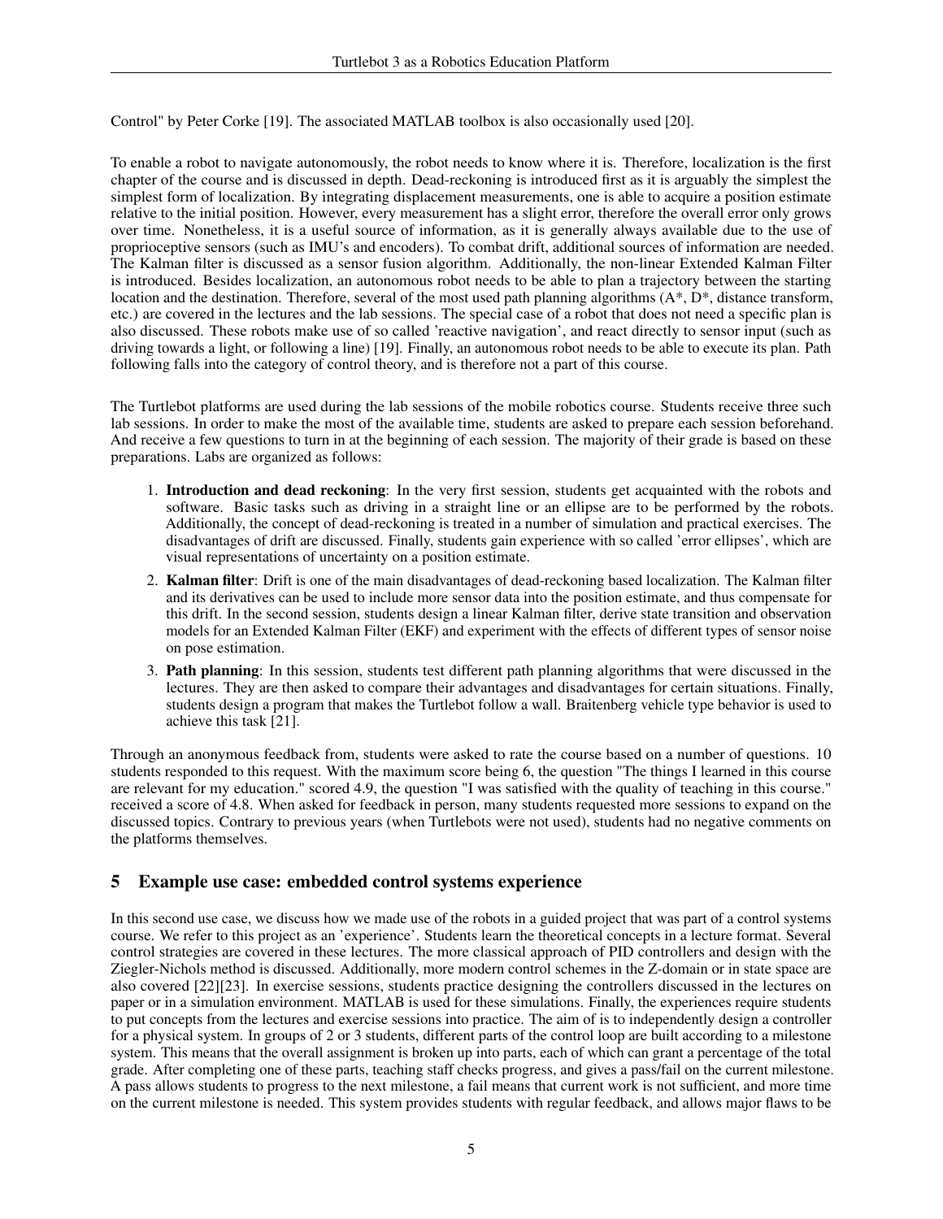Control" by Peter Corke [19]. The associated MATLAB toolbox is also occasionally used [20].

To enable a robot to navigate autonomously, the robot needs to know where it is. Therefore, localization is the first chapter of the course and is discussed in depth. Dead-reckoning is introduced first as it is arguably the simplest the simplest form of localization. By integrating displacement measurements, one is able to acquire a position estimate relative to the initial position. However, every measurement has a slight error, therefore the overall error only grows over time. Nonetheless, it is a useful source of information, as it is generally always available due to the use of proprioceptive sensors (such as IMU's and encoders). To combat drift, additional sources of information are needed. The Kalman filter is discussed as a sensor fusion algorithm. Additionally, the non-linear Extended Kalman Filter is introduced. Besides localization, an autonomous robot needs to be able to plan a trajectory between the starting location and the destination. Therefore, several of the most used path planning algorithms (A*, D*, distance transform, etc.) are covered in the lectures and the lab sessions. The special case of a robot that does not need a specific plan is also discussed. These robots make use of so called 'reactive navigation', and react directly to sensor input (such as driving towards a light, or following a line) [19]. Finally, an autonomous robot needs to be able to execute its plan. Path following falls into the category of control theory, and is therefore not a part of this course.

The Turtlebot platforms are used during the lab sessions of the mobile robotics course. Students receive three such lab sessions. In order to make the most of the available time, students are asked to prepare each session beforehand. And receive a few questions to turn in at the beginning of each session. The majority of their grade is based on these preparations. Labs are organized as follows:

1. **Introduction and dead reckoning**: In the very first session, students get acquainted with the robots and software. Basic tasks such as driving in a straight line or an ellipse are to be performed by the robots. Additionally, the concept of dead-reckoning is treated in a number of simulation and practical exercises. The disadvantages of drift are discussed. Finally, students gain experience with so called 'error ellipses', which are visual representations of uncertainty on a position estimate.
2. **Kalman filter**: Drift is one of the main disadvantages of dead-reckoning based localization. The Kalman filter and its derivatives can be used to include more sensor data into the position estimate, and thus compensate for this drift. In the second session, students design a linear Kalman filter, derive state transition and observation models for an Extended Kalman Filter (EKF) and experiment with the effects of different types of sensor noise on pose estimation.
3. **Path planning**: In this session, students test different path planning algorithms that were discussed in the lectures. They are then asked to compare their advantages and disadvantages for certain situations. Finally, students design a program that makes the Turtlebot follow a wall. Braitenberg vehicle type behavior is used to achieve this task [21].

Through an anonymous feedback from, students were asked to rate the course based on a number of questions. 10 students responded to this request. With the maximum score being 6, the question "The things I learned in this course are relevant for my education." scored 4.9, the question "I was satisfied with the quality of teaching in this course." received a score of 4.8. When asked for feedback in person, many students requested more sessions to expand on the discussed topics. Contrary to previous years (when Turtlebots were not used), students had no negative comments on the platforms themselves.

## 5 Example use case: embedded control systems experience

In this second use case, we discuss how we made use of the robots in a guided project that was part of a control systems course. We refer to this project as an 'experience'. Students learn the theoretical concepts in a lecture format. Several control strategies are covered in these lectures. The more classical approach of PID controllers and design with the Ziegler-Nichols method is discussed. Additionally, more modern control schemes in the Z-domain or in state space are also covered [22][23]. In exercise sessions, students practice designing the controllers discussed in the lectures on paper or in a simulation environment. MATLAB is used for these simulations. Finally, the experiences require students to put concepts from the lectures and exercise sessions into practice. The aim of is to independently design a controller for a physical system. In groups of 2 or 3 students, different parts of the control loop are built according to a milestone system. This means that the overall assignment is broken up into parts, each of which can grant a percentage of the total grade. After completing one of these parts, teaching staff checks progress, and gives a pass/fail on the current milestone. A pass allows students to progress to the next milestone, a fail means that current work is not sufficient, and more time on the current milestone is needed. This system provides students with regular feedback, and allows major flaws to be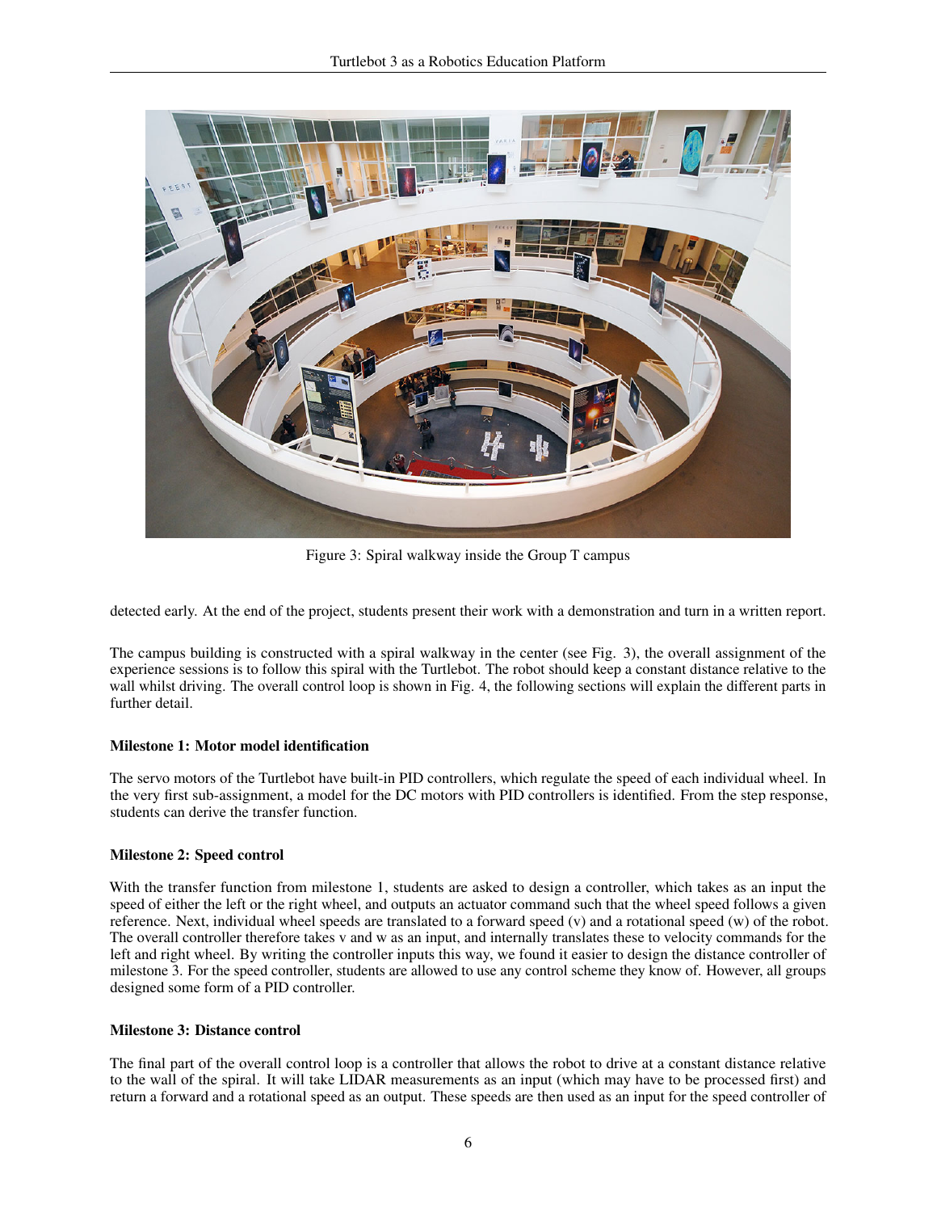Figure 3: Spiral walkway inside the Group T campus

detected early. At the end of the project, students present their work with a demonstration and turn in a written report.

The campus building is constructed with a spiral walkway in the center (see Fig. 3), the overall assignment of the experience sessions is to follow this spiral with the Turtlebot. The robot should keep a constant distance relative to the wall whilst driving. The overall control loop is shown in Fig. 4, the following sections will explain the different parts in further detail.

**Milestone 1: Motor model identification**

The servo motors of the Turtlebot have built-in PID controllers, which regulate the speed of each individual wheel. In the very first sub-assignment, a model for the DC motors with PID controllers is identified. From the step response, students can derive the transfer function.

**Milestone 2: Speed control**

With the transfer function from milestone 1, students are asked to design a controller, which takes as an input the speed of either the left or the right wheel, and outputs an actuator command such that the wheel speed follows a given reference. Next, individual wheel speeds are translated to a forward speed (v) and a rotational speed (w) of the robot. The overall controller therefore takes v and w as an input, and internally translates these to velocity commands for the left and right wheel. By writing the controller inputs this way, we found it easier to design the distance controller of milestone 3. For the speed controller, students are allowed to use any control scheme they know of. However, all groups designed some form of a PID controller.

**Milestone 3: Distance control**

The final part of the overall control loop is a controller that allows the robot to drive at a constant distance relative to the wall of the spiral. It will take LIDAR measurements as an input (which may have to be processed first) and return a forward and a rotational speed as an output. These speeds are then used as an input for the speed controller of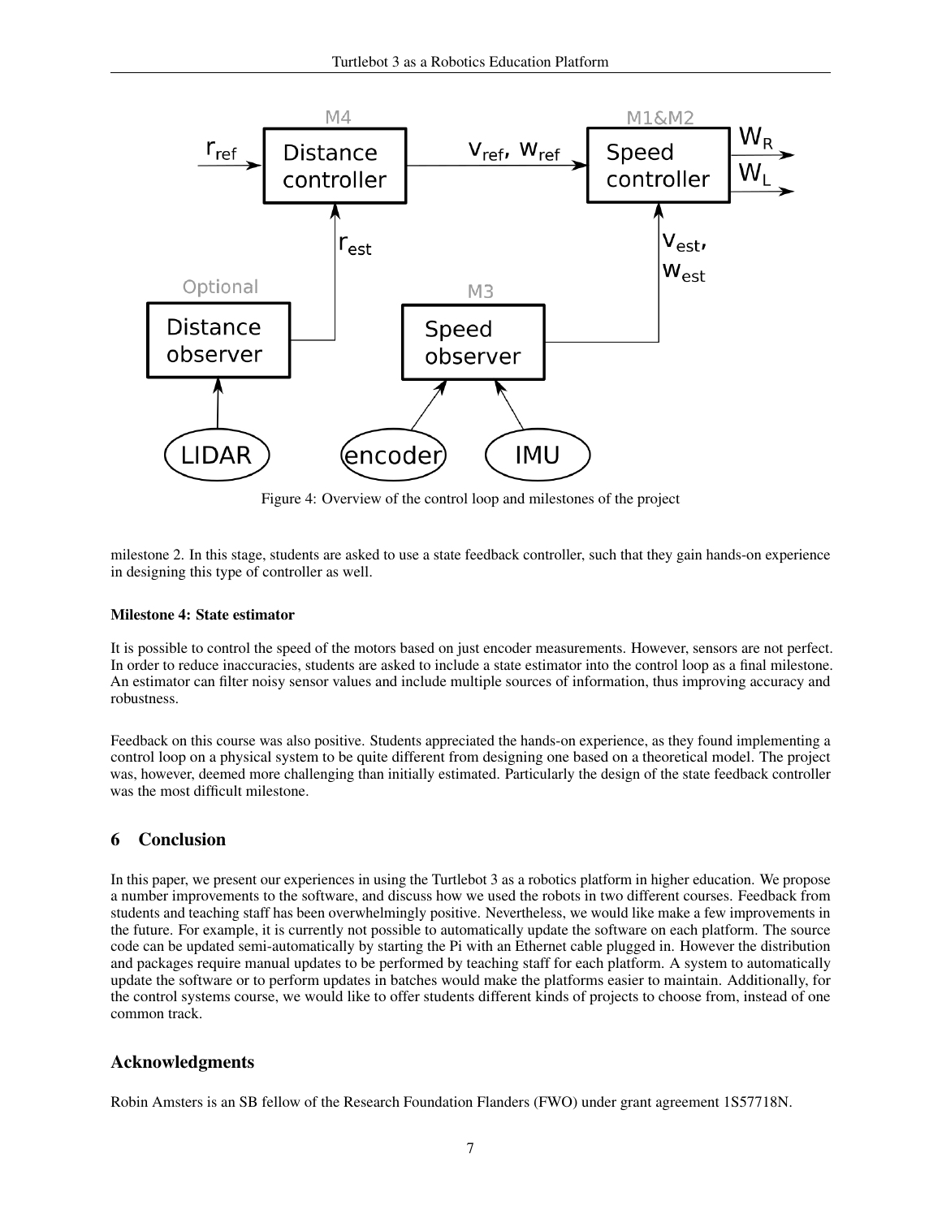Figure 4: Overview of the control loop and milestones of the project

milestone 2. In this stage, students are asked to use a state feedback controller, such that they gain hands-on experience in designing this type of controller as well.

**Milestone 4: State estimator**

It is possible to control the speed of the motors based on just encoder measurements. However, sensors are not perfect. In order to reduce inaccuracies, students are asked to include a state estimator into the control loop as a final milestone. An estimator can filter noisy sensor values and include multiple sources of information, thus improving accuracy and robustness.

Feedback on this course was also positive. Students appreciated the hands-on experience, as they found implementing a control loop on a physical system to be quite different from designing one based on a theoretical model. The project was, however, deemed more challenging than initially estimated. Particularly the design of the state feedback controller was the most difficult milestone.

## 6 Conclusion

In this paper, we present our experiences in using the Turtlebot 3 as a robotics platform in higher education. We propose a number improvements to the software, and discuss how we used the robots in two different courses. Feedback from students and teaching staff has been overwhelmingly positive. Nevertheless, we would like make a few improvements in the future. For example, it is currently not possible to automatically update the software on each platform. The source code can be updated semi-automatically by starting the Pi with an Ethernet cable plugged in. However the distribution and packages require manual updates to be performed by teaching staff for each platform. A system to automatically update the software or to perform updates in batches would make the platforms easier to maintain. Additionally, for the control systems course, we would like to offer students different kinds of projects to choose from, instead of one common track.

## Acknowledgments

Robin Amsters is an SB fellow of the Research Foundation Flanders (FWO) under grant agreement 1S57718N.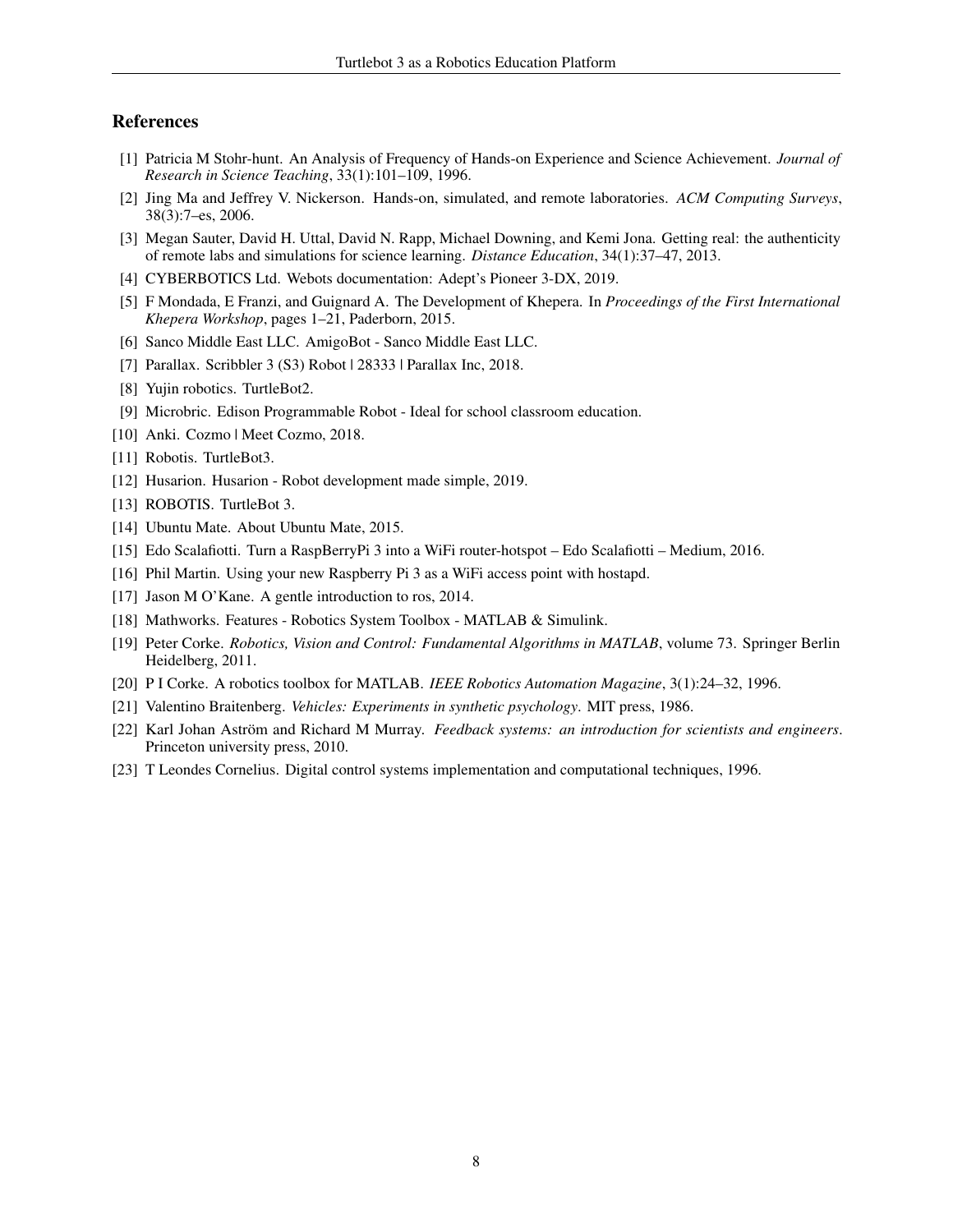## References

[1] Patricia M Stohr-hunt. An Analysis of Frequency of Hands-on Experience and Science Achievement. *Journal of Research in Science Teaching*, 33(1):101–109, 1996.

[2] Jing Ma and Jeffrey V. Nickerson. Hands-on, simulated, and remote laboratories. *ACM Computing Surveys*, 38(3):7–es, 2006.

[3] Megan Sauter, David H. Uttal, David N. Rapp, Michael Downing, and Kemi Jona. Getting real: the authenticity of remote labs and simulations for science learning. *Distance Education*, 34(1):37–47, 2013.

[4] CYBERBOTICS Ltd. Webots documentation: Adept's Pioneer 3-DX, 2019.

[5] F Mondada, E Franzi, and Guignard A. The Development of Khepera. In *Proceedings of the First International Khepera Workshop*, pages 1–21, Paderborn, 2015.

[6] Sanco Middle East LLC. AmigoBot - Sanco Middle East LLC.

[7] Parallax. Scribbler 3 (S3) Robot | 28333 | Parallax Inc, 2018.

[8] Yujin robotics. TurtleBot2.

[9] Microbric. Edison Programmable Robot - Ideal for school classroom education.

[10] Anki. Cozmo | Meet Cozmo, 2018.

[11] Robotis. TurtleBot3.

[12] Husarion. Husarion - Robot development made simple, 2019.

[13] ROBOTIS. TurtleBot 3.

[14] Ubuntu Mate. About Ubuntu Mate, 2015.

[15] Edo Scalafiotti. Turn a RaspBerryPi 3 into a WiFi router-hotspot – Edo Scalafiotti – Medium, 2016.

[16] Phil Martin. Using your new Raspberry Pi 3 as a WiFi access point with hostapd.

[17] Jason M O'Kane. A gentle introduction to ros, 2014.

[18] Mathworks. Features - Robotics System Toolbox - MATLAB & Simulink.

[19] Peter Corke. *Robotics, Vision and Control: Fundamental Algorithms in MATLAB*, volume 73. Springer Berlin Heidelberg, 2011.

[20] P I Corke. A robotics toolbox for MATLAB. *IEEE Robotics Automation Magazine*, 3(1):24–32, 1996.

[21] Valentino Braitenberg. *Vehicles: Experiments in synthetic psychology*. MIT press, 1986.

[22] Karl Johan Aström and Richard M Murray. *Feedback systems: an introduction for scientists and engineers*. Princeton university press, 2010.

[23] T Leondes Cornelius. Digital control systems implementation and computational techniques, 1996.